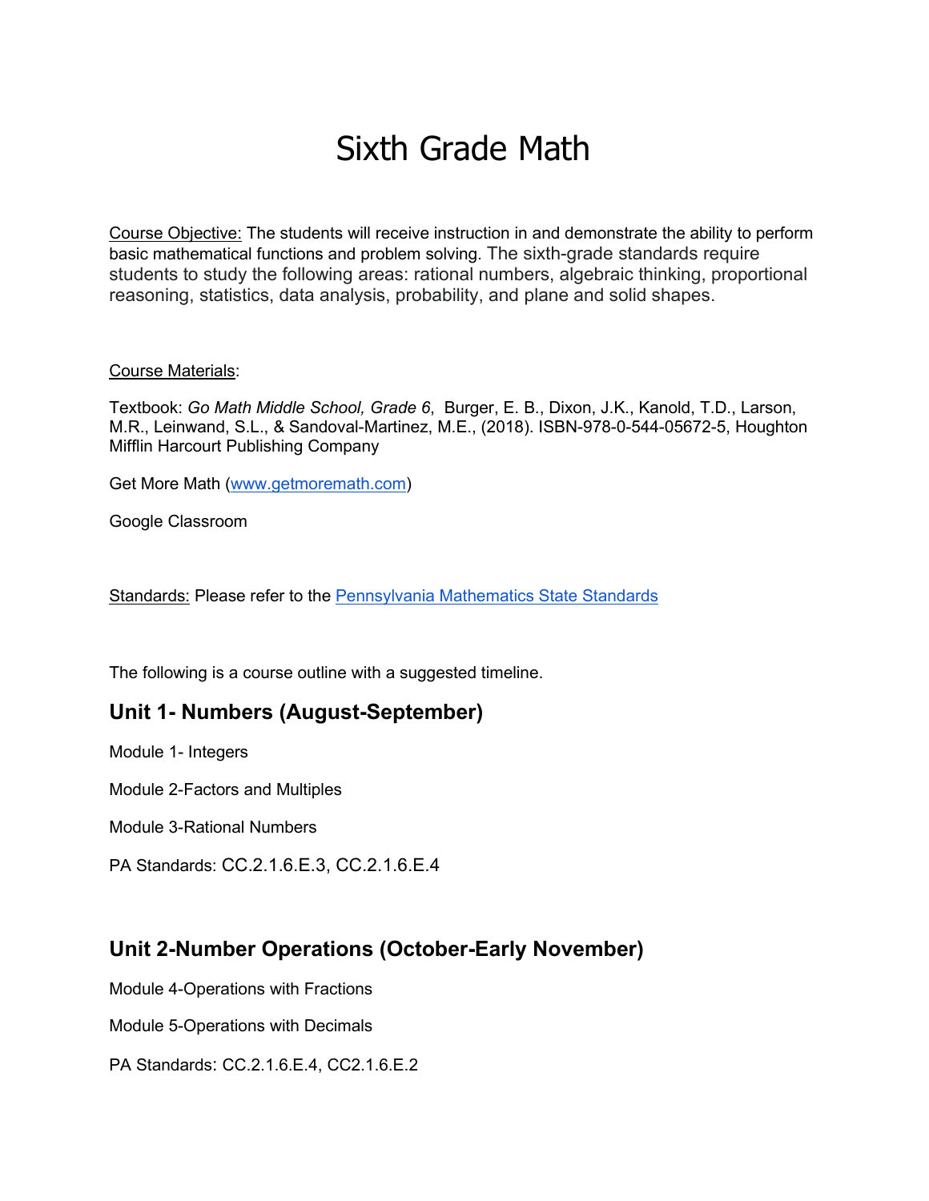# Sixth Grade Math

Course Objective: The students will receive instruction in and demonstrate the ability to perform basic mathematical functions and problem solving. The sixth-grade standards require students to study the following areas: rational numbers, algebraic thinking, proportional reasoning, statistics, data analysis, probability, and plane and solid shapes.

Course Materials:

Textbook: *Go Math Middle School, Grade 6*, Burger, E. B., Dixon, J.K., Kanold, T.D., Larson, M.R., Leinwand, S.L., & Sandoval-Martinez, M.E., (2018). ISBN-978-0-544-05672-5, Houghton Mifflin Harcourt Publishing Company

Get More Math ([www.getmoremath.com](www.getmoremath.com))

Google Classroom

Standards: Please refer to the [Pennsylvania Mathematics State Standards]()

The following is a course outline with a suggested timeline.

## Unit 1- Numbers (August-September)

Module 1- Integers

Module 2-Factors and Multiples

Module 3-Rational Numbers

PA Standards: CC.2.1.6.E.3, CC.2.1.6.E.4

## Unit 2-Number Operations (October-Early November)

Module 4-Operations with Fractions

Module 5-Operations with Decimals

PA Standards: CC.2.1.6.E.4, CC2.1.6.E.2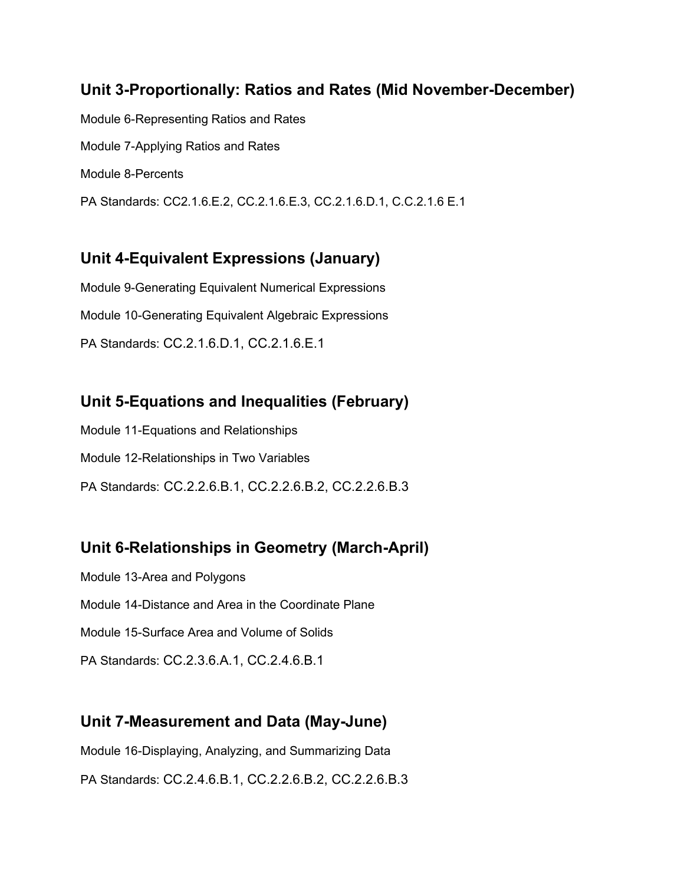## Unit 3-Proportionally: Ratios and Rates (Mid November-December)

Module 6-Representing Ratios and Rates

Module 7-Applying Ratios and Rates

Module 8-Percents

PA Standards: CC2.1.6.E.2, CC.2.1.6.E.3, CC.2.1.6.D.1, C.C.2.1.6 E.1

## Unit 4-Equivalent Expressions (January)

Module 9-Generating Equivalent Numerical Expressions

Module 10-Generating Equivalent Algebraic Expressions

PA Standards: CC.2.1.6.D.1, CC.2.1.6.E.1

## Unit 5-Equations and Inequalities (February)

Module 11-Equations and Relationships

Module 12-Relationships in Two Variables

PA Standards: CC.2.2.6.B.1, CC.2.2.6.B.2, CC.2.2.6.B.3

## Unit 6-Relationships in Geometry (March-April)

Module 13-Area and Polygons

Module 14-Distance and Area in the Coordinate Plane

Module 15-Surface Area and Volume of Solids

PA Standards: CC.2.3.6.A.1, CC.2.4.6.B.1

## Unit 7-Measurement and Data (May-June)

Module 16-Displaying, Analyzing, and Summarizing Data

PA Standards: CC.2.4.6.B.1, CC.2.2.6.B.2, CC.2.2.6.B.3